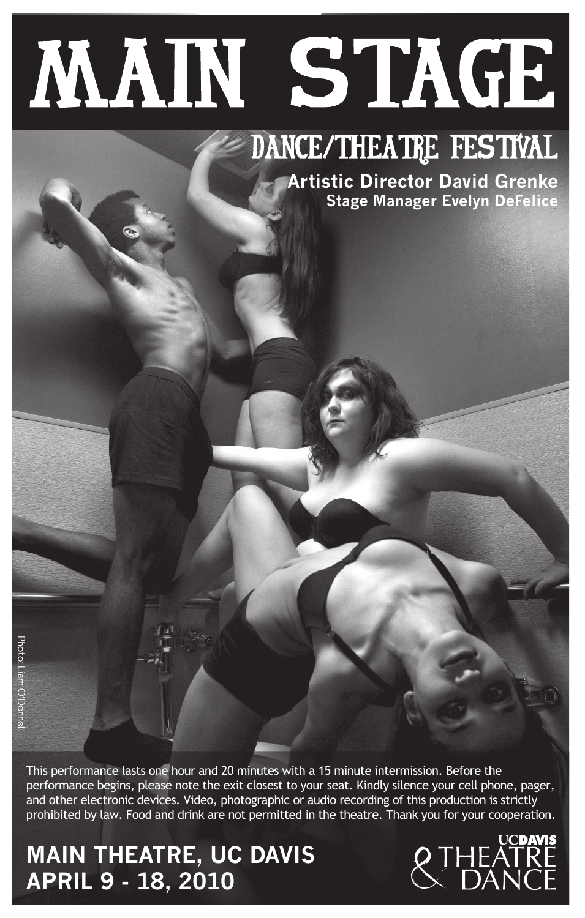# MAIN STAGE

## DANCE/THEATRE FESTIVAL

**Artistic Director David Grenke**

**Stage Manager Evelyn DeFelice**

Photo: Liam O'Donnell

This performance lasts one hour and 20 minutes with a 15 minute intermission. Before the performance begins, please note the exit closest to your seat. Kindly silence your cell phone, pager, and other electronic devices. Video, photographic or audio recording of this production is strictly prohibited by law. Food and drink are not permitted in the theatre. Thank you for your cooperation.

**MAIN THEATRE, UC DAVIS**
**APRIL 9 - 18, 2010**

UC DAVIS THEATRE & DANCE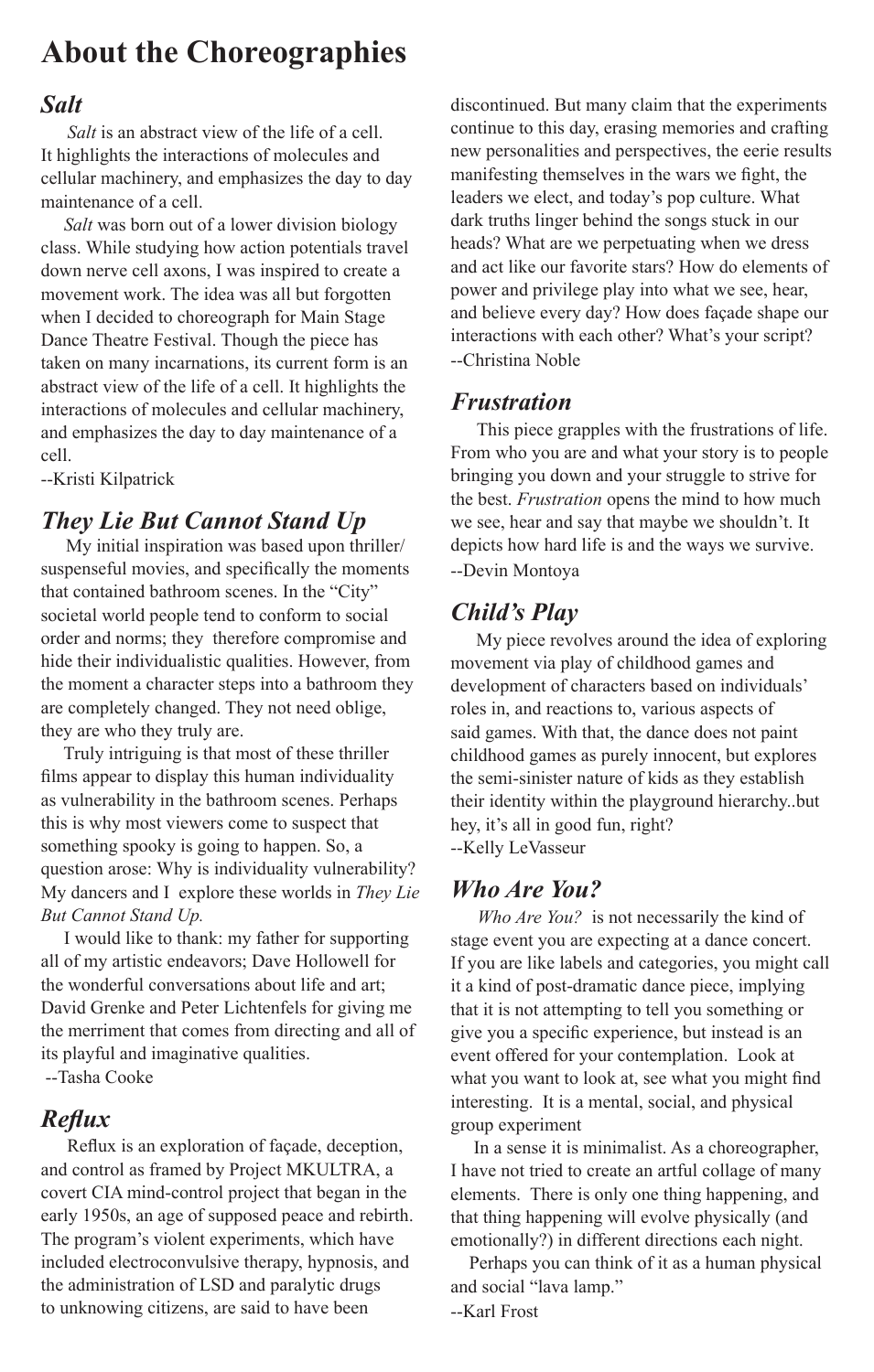# About the Choreographies

## *Salt*

*Salt* is an abstract view of the life of a cell. It highlights the interactions of molecules and cellular machinery, and emphasizes the day to day maintenance of a cell.

*Salt* was born out of a lower division biology class. While studying how action potentials travel down nerve cell axons, I was inspired to create a movement work. The idea was all but forgotten when I decided to choreograph for Main Stage Dance Theatre Festival. Though the piece has taken on many incarnations, its current form is an abstract view of the life of a cell. It highlights the interactions of molecules and cellular machinery, and emphasizes the day to day maintenance of a cell.

--Kristi Kilpatrick

## *They Lie But Cannot Stand Up*

My initial inspiration was based upon thriller/suspenseful movies, and specifically the moments that contained bathroom scenes. In the "City" societal world people tend to conform to social order and norms; they therefore compromise and hide their individualistic qualities. However, from the moment a character steps into a bathroom they are completely changed. They not need oblige, they are who they truly are.

Truly intriguing is that most of these thriller films appear to display this human individuality as vulnerability in the bathroom scenes. Perhaps this is why most viewers come to suspect that something spooky is going to happen. So, a question arose: Why is individuality vulnerability? My dancers and I explore these worlds in *They Lie But Cannot Stand Up.*

I would like to thank: my father for supporting all of my artistic endeavors; Dave Hollowell for the wonderful conversations about life and art; David Grenke and Peter Lichtenfels for giving me the merriment that comes from directing and all of its playful and imaginative qualities.

--Tasha Cooke

## *Reflux*

Reflux is an exploration of façade, deception, and control as framed by Project MKULTRA, a covert CIA mind-control project that began in the early 1950s, an age of supposed peace and rebirth. The program's violent experiments, which have included electroconvulsive therapy, hypnosis, and the administration of LSD and paralytic drugs to unknowing citizens, are said to have been discontinued. But many claim that the experiments continue to this day, erasing memories and crafting new personalities and perspectives, the eerie results manifesting themselves in the wars we fight, the leaders we elect, and today's pop culture. What dark truths linger behind the songs stuck in our heads? What are we perpetuating when we dress and act like our favorite stars? How do elements of power and privilege play into what we see, hear, and believe every day? How does façade shape our interactions with each other? What's your script?

--Christina Noble

## *Frustration*

This piece grapples with the frustrations of life. From who you are and what your story is to people bringing you down and your struggle to strive for the best. *Frustration* opens the mind to how much we see, hear and say that maybe we shouldn't. It depicts how hard life is and the ways we survive.

--Devin Montoya

## *Child's Play*

My piece revolves around the idea of exploring movement via play of childhood games and development of characters based on individuals' roles in, and reactions to, various aspects of said games. With that, the dance does not paint childhood games as purely innocent, but explores the semi-sinister nature of kids as they establish their identity within the playground hierarchy..but hey, it's all in good fun, right?

--Kelly LeVasseur

## *Who Are You?*

*Who Are You?* is not necessarily the kind of stage event you are expecting at a dance concert. If you are like labels and categories, you might call it a kind of post-dramatic dance piece, implying that it is not attempting to tell you something or give you a specific experience, but instead is an event offered for your contemplation. Look at what you want to look at, see what you might find interesting. It is a mental, social, and physical group experiment

In a sense it is minimalist. As a choreographer, I have not tried to create an artful collage of many elements. There is only one thing happening, and that thing happening will evolve physically (and emotionally?) in different directions each night.

Perhaps you can think of it as a human physical and social "lava lamp."

--Karl Frost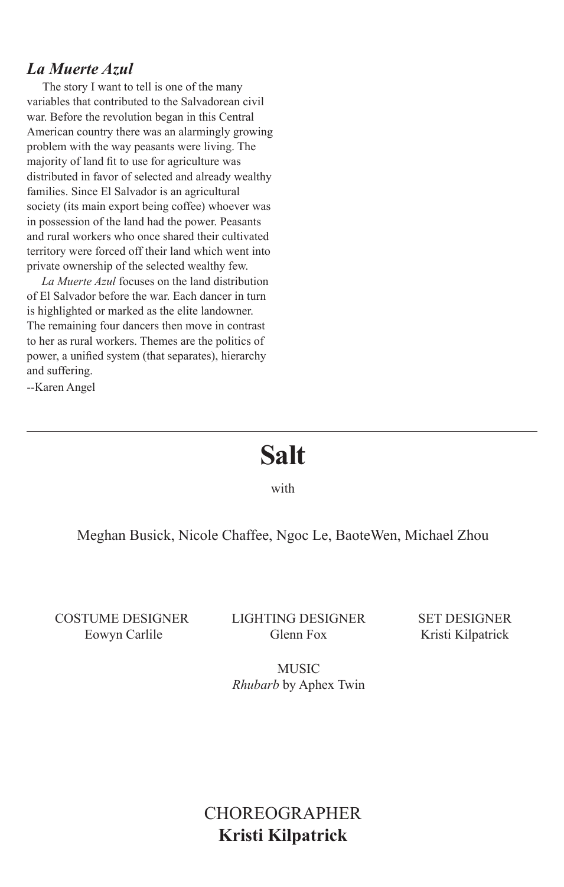### *La Muerte Azul*

The story I want to tell is one of the many variables that contributed to the Salvadorean civil war. Before the revolution began in this Central American country there was an alarmingly growing problem with the way peasants were living. The majority of land fit to use for agriculture was distributed in favor of selected and already wealthy families. Since El Salvador is an agricultural society (its main export being coffee) whoever was in possession of the land had the power. Peasants and rural workers who once shared their cultivated territory were forced off their land which went into private ownership of the selected wealthy few.

*La Muerte Azul* focuses on the land distribution of El Salvador before the war. Each dancer in turn is highlighted or marked as the elite landowner. The remaining four dancers then move in contrast to her as rural workers. Themes are the politics of power, a unified system (that separates), hierarchy and suffering.

--Karen Angel

---

# Salt

with

Meghan Busick, Nicole Chaffee, Ngoc Le, BaoteWen, Michael Zhou

COSTUME DESIGNER
Eowyn Carlile

LIGHTING DESIGNER
Glenn Fox

SET DESIGNER
Kristi Kilpatrick

MUSIC
*Rhubarb* by Aphex Twin

CHOREOGRAPHER
**Kristi Kilpatrick**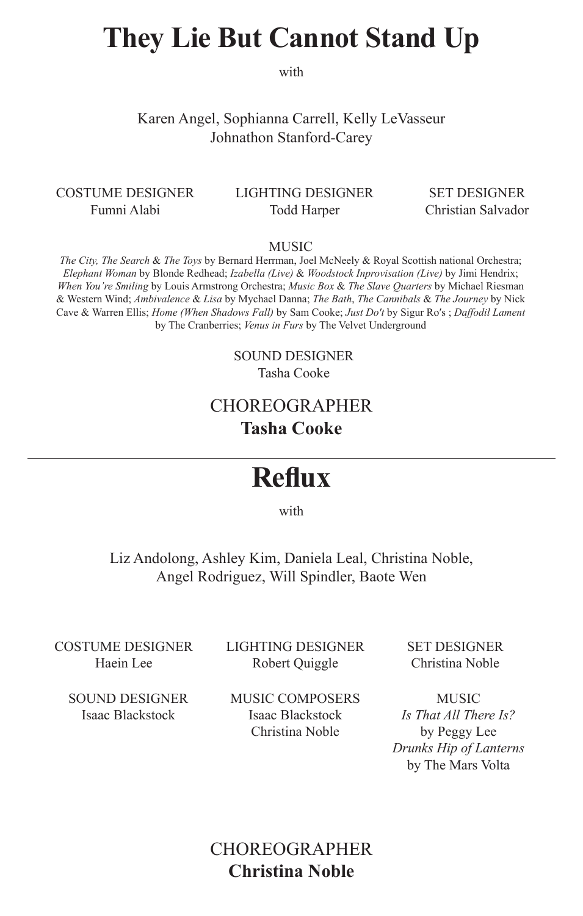# They Lie But Cannot Stand Up

with

Karen Angel, Sophianna Carrell, Kelly LeVasseur
Johnathon Stanford-Carey

COSTUME DESIGNER
Fumni Alabi

LIGHTING DESIGNER
Todd Harper

SET DESIGNER
Christian Salvador

MUSIC
*The City, The Search* & *The Toys* by Bernard Herrman, Joel McNeely & Royal Scottish national Orchestra; *Elephant Woman* by Blonde Redhead; *Izabella (Live)* & *Woodstock Inprovisation (Live)* by Jimi Hendrix; *When You're Smiling* by Louis Armstrong Orchestra; *Music Box* & *The Slave Quarters* by Michael Riesman & Western Wind; *Ambivalence* & *Lisa* by Mychael Danna; *The Bath*, *The Cannibals* & *The Journey* by Nick Cave & Warren Ellis; *Home (When Shadows Fall)* by Sam Cooke; *Just Do't* by Sigur Ro's ; *Daffodil Lament* by The Cranberries; *Venus in Furs* by The Velvet Underground

SOUND DESIGNER
Tasha Cooke

CHOREOGRAPHER
**Tasha Cooke**

---

# Reflux

with

Liz Andolong, Ashley Kim, Daniela Leal, Christina Noble,
Angel Rodriguez, Will Spindler, Baote Wen

COSTUME DESIGNER
Haein Lee

LIGHTING DESIGNER
Robert Quiggle

SET DESIGNER
Christina Noble

SOUND DESIGNER
Isaac Blackstock

MUSIC COMPOSERS
Isaac Blackstock
Christina Noble

MUSIC
*Is That All There Is?*
by Peggy Lee
*Drunks Hip of Lanterns*
by The Mars Volta

CHOREOGRAPHER
**Christina Noble**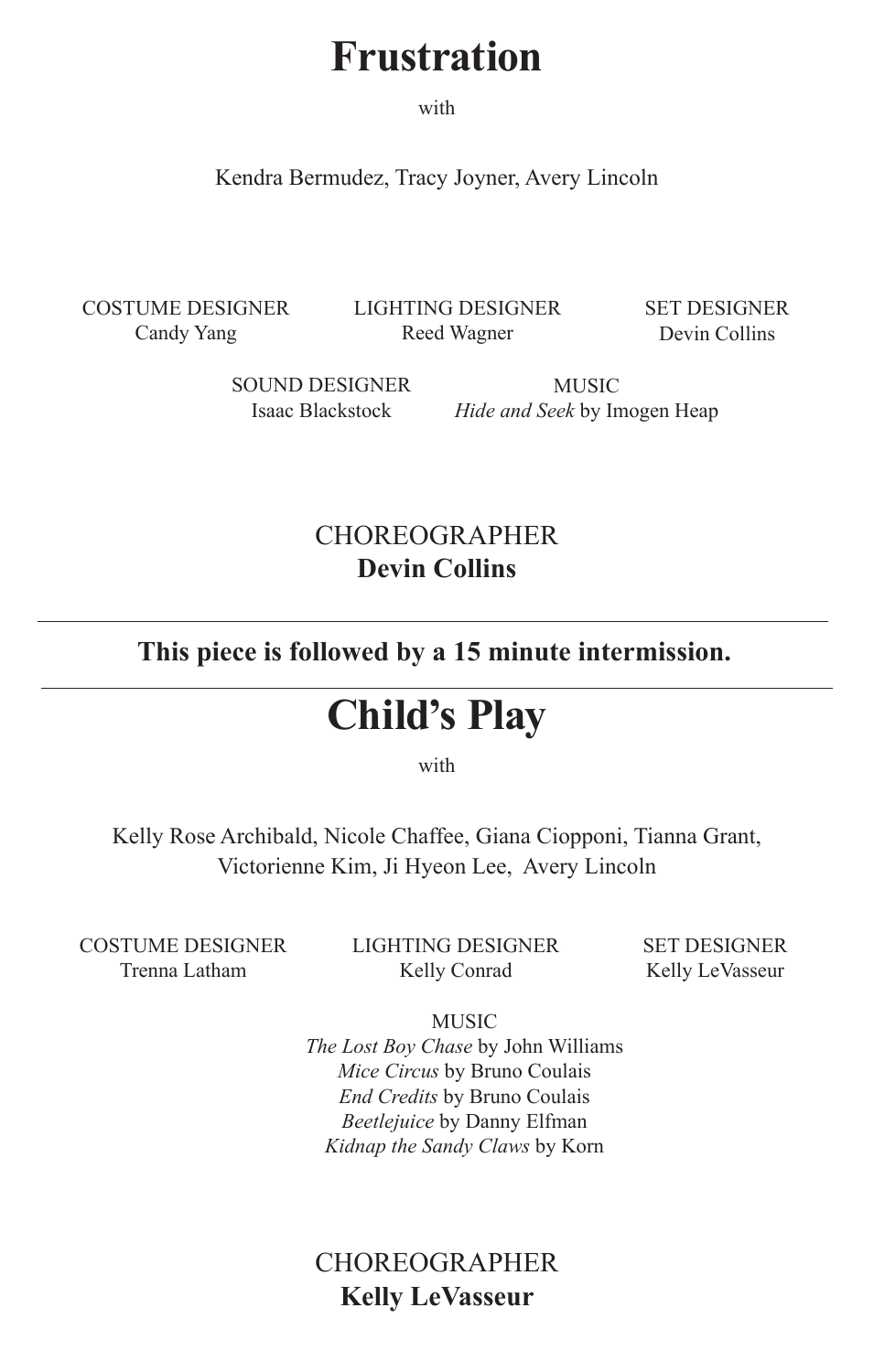# Frustration

with

Kendra Bermudez, Tracy Joyner, Avery Lincoln

COSTUME DESIGNER
Candy Yang

LIGHTING DESIGNER
Reed Wagner

SET DESIGNER
Devin Collins

SOUND DESIGNER
Isaac Blackstock

MUSIC
*Hide and Seek* by Imogen Heap

CHOREOGRAPHER
**Devin Collins**

---

**This piece is followed by a 15 minute intermission.**

---

# Child's Play

with

Kelly Rose Archibald, Nicole Chaffee, Giana Ciopponi, Tianna Grant, Victorienne Kim, Ji Hyeon Lee, Avery Lincoln

COSTUME DESIGNER
Trenna Latham

LIGHTING DESIGNER
Kelly Conrad

SET DESIGNER
Kelly LeVasseur

MUSIC
*The Lost Boy Chase* by John Williams
*Mice Circus* by Bruno Coulais
*End Credits* by Bruno Coulais
*Beetlejuice* by Danny Elfman
*Kidnap the Sandy Claws* by Korn

CHOREOGRAPHER
**Kelly LeVasseur**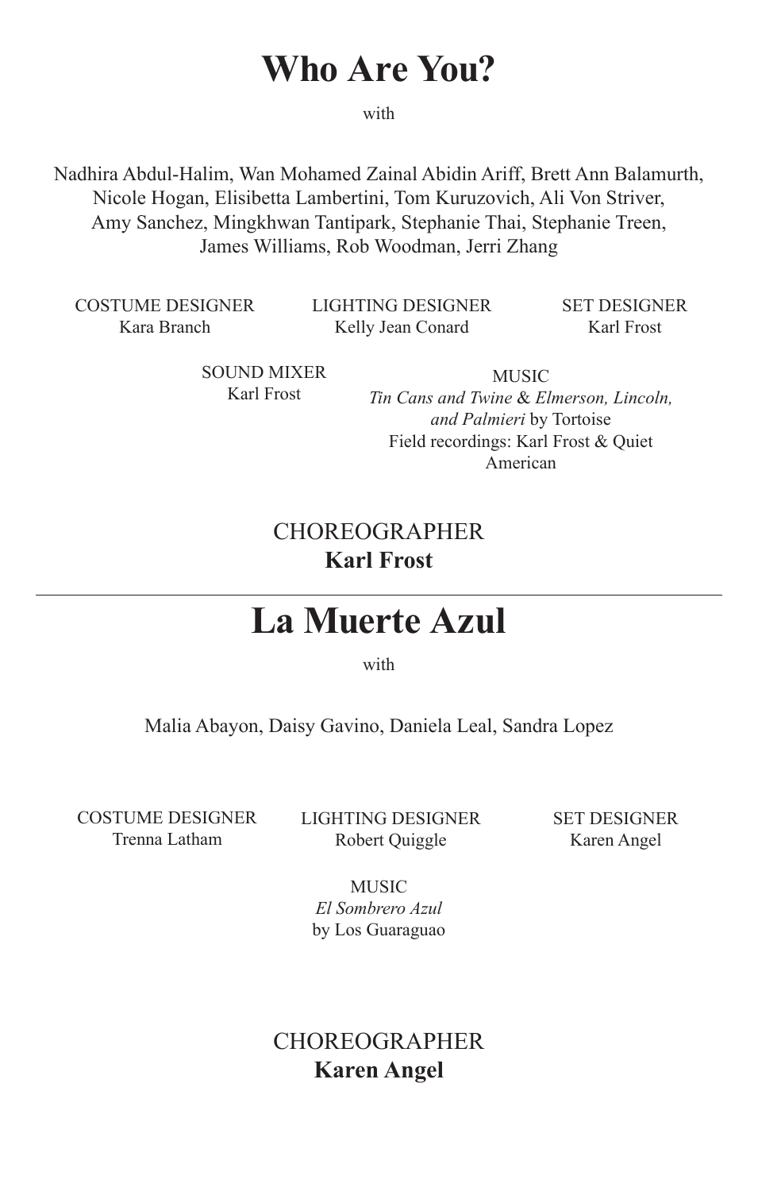# Who Are You?

with

Nadhira Abdul-Halim, Wan Mohamed Zainal Abidin Ariff, Brett Ann Balamurth, Nicole Hogan, Elisibetta Lambertini, Tom Kuruzovich, Ali Von Striver, Amy Sanchez, Mingkhwan Tantipark, Stephanie Thai, Stephanie Treen, James Williams, Rob Woodman, Jerri Zhang

COSTUME DESIGNER
Kara Branch

LIGHTING DESIGNER
Kelly Jean Conard

SET DESIGNER
Karl Frost

SOUND MIXER
Karl Frost

MUSIC
*Tin Cans and Twine* & *Elmerson, Lincoln, and Palmieri* by Tortoise
Field recordings: Karl Frost & Quiet American

CHOREOGRAPHER
**Karl Frost**

---

# La Muerte Azul

with

Malia Abayon, Daisy Gavino, Daniela Leal, Sandra Lopez

COSTUME DESIGNER
Trenna Latham

LIGHTING DESIGNER
Robert Quiggle

SET DESIGNER
Karen Angel

MUSIC
*El Sombrero Azul*
by Los Guaraguao

CHOREOGRAPHER
**Karen Angel**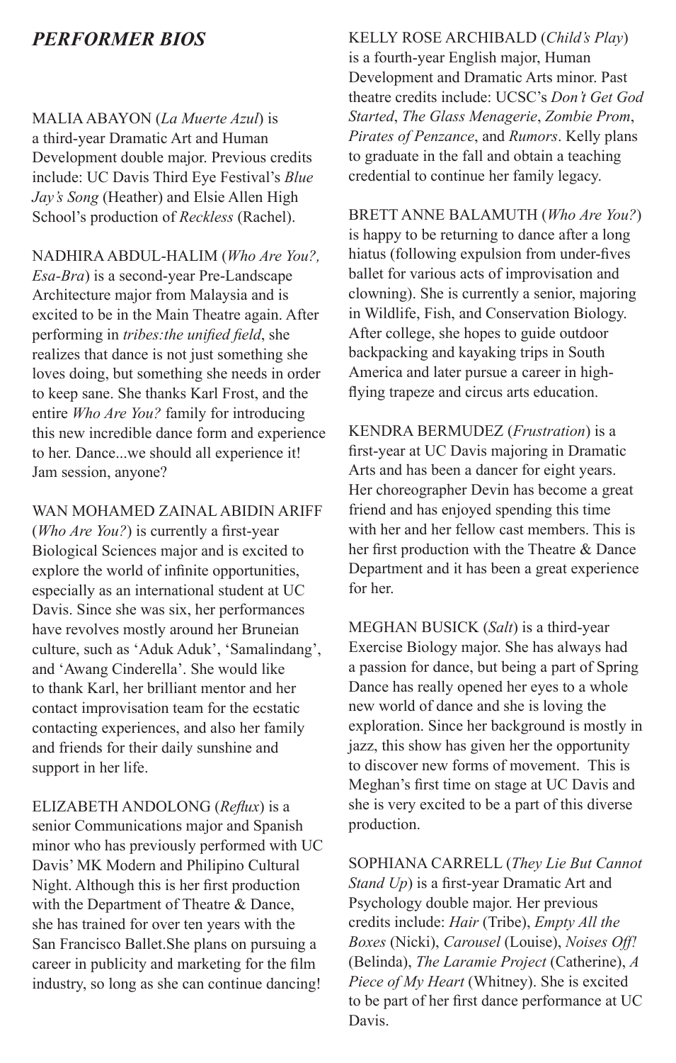## *PERFORMER BIOS*

MALIA ABAYON (*La Muerte Azul*) is a third-year Dramatic Art and Human Development double major. Previous credits include: UC Davis Third Eye Festival's *Blue Jay's Song* (Heather) and Elsie Allen High School's production of *Reckless* (Rachel).

NADHIRA ABDUL-HALIM (*Who Are You?, Esa-Bra*) is a second-year Pre-Landscape Architecture major from Malaysia and is excited to be in the Main Theatre again. After performing in *tribes:the unified field*, she realizes that dance is not just something she loves doing, but something she needs in order to keep sane. She thanks Karl Frost, and the entire *Who Are You?* family for introducing this new incredible dance form and experience to her. Dance...we should all experience it! Jam session, anyone?

WAN MOHAMED ZAINAL ABIDIN ARIFF (*Who Are You?*) is currently a first-year Biological Sciences major and is excited to explore the world of infinite opportunities, especially as an international student at UC Davis. Since she was six, her performances have revolves mostly around her Bruneian culture, such as 'Aduk Aduk', 'Samalindang', and 'Awang Cinderella'. She would like to thank Karl, her brilliant mentor and her contact improvisation team for the ecstatic contacting experiences, and also her family and friends for their daily sunshine and support in her life.

ELIZABETH ANDOLONG (*Reflux*) is a senior Communications major and Spanish minor who has previously performed with UC Davis' MK Modern and Philipino Cultural Night. Although this is her first production with the Department of Theatre & Dance, she has trained for over ten years with the San Francisco Ballet.She plans on pursuing a career in publicity and marketing for the film industry, so long as she can continue dancing!

KELLY ROSE ARCHIBALD (*Child's Play*) is a fourth-year English major, Human Development and Dramatic Arts minor. Past theatre credits include: UCSC's *Don't Get God Started*, *The Glass Menagerie*, *Zombie Prom*, *Pirates of Penzance*, and *Rumors*. Kelly plans to graduate in the fall and obtain a teaching credential to continue her family legacy.

BRETT ANNE BALAMUTH (*Who Are You?*) is happy to be returning to dance after a long hiatus (following expulsion from under-fives ballet for various acts of improvisation and clowning). She is currently a senior, majoring in Wildlife, Fish, and Conservation Biology. After college, she hopes to guide outdoor backpacking and kayaking trips in South America and later pursue a career in high-flying trapeze and circus arts education.

KENDRA BERMUDEZ (*Frustration*) is a first-year at UC Davis majoring in Dramatic Arts and has been a dancer for eight years. Her choreographer Devin has become a great friend and has enjoyed spending this time with her and her fellow cast members. This is her first production with the Theatre & Dance Department and it has been a great experience for her.

MEGHAN BUSICK (*Salt*) is a third-year Exercise Biology major. She has always had a passion for dance, but being a part of Spring Dance has really opened her eyes to a whole new world of dance and she is loving the exploration. Since her background is mostly in jazz, this show has given her the opportunity to discover new forms of movement. This is Meghan's first time on stage at UC Davis and she is very excited to be a part of this diverse production.

SOPHIANA CARRELL (*They Lie But Cannot Stand Up*) is a first-year Dramatic Art and Psychology double major. Her previous credits include: *Hair* (Tribe), *Empty All the Boxes* (Nicki), *Carousel* (Louise), *Noises Off!* (Belinda), *The Laramie Project* (Catherine), *A Piece of My Heart* (Whitney). She is excited to be part of her first dance performance at UC Davis.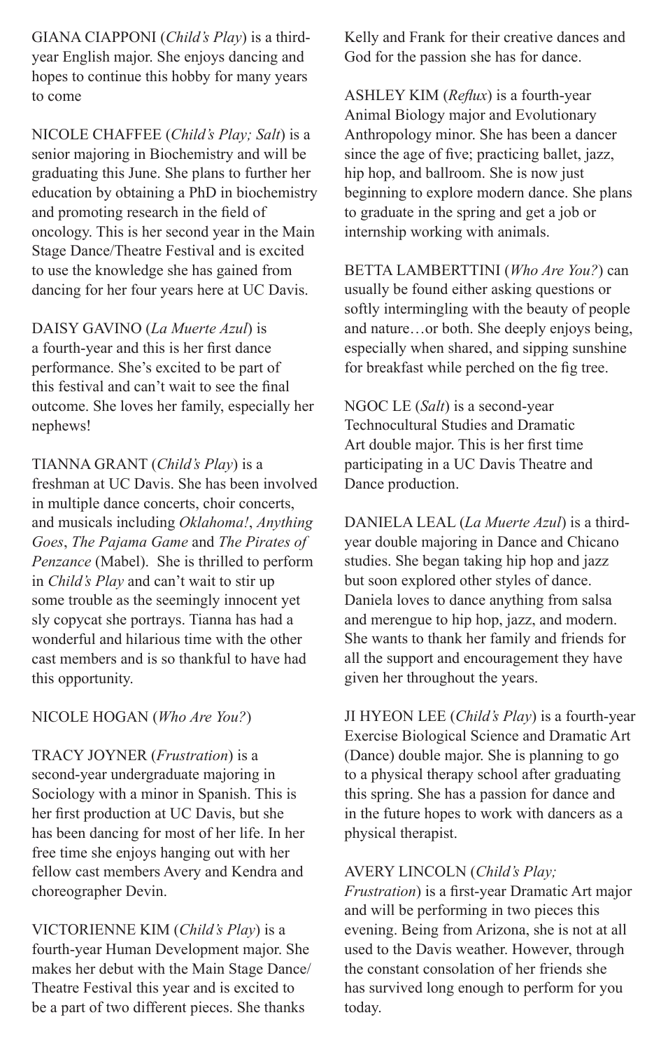GIANA CIAPPONI (*Child's Play*) is a third-year English major. She enjoys dancing and hopes to continue this hobby for many years to come

NICOLE CHAFFEE (*Child's Play; Salt*) is a senior majoring in Biochemistry and will be graduating this June. She plans to further her education by obtaining a PhD in biochemistry and promoting research in the field of oncology. This is her second year in the Main Stage Dance/Theatre Festival and is excited to use the knowledge she has gained from dancing for her four years here at UC Davis.

DAISY GAVINO (*La Muerte Azul*) is a fourth-year and this is her first dance performance. She's excited to be part of this festival and can't wait to see the final outcome. She loves her family, especially her nephews!

TIANNA GRANT (*Child's Play*) is a freshman at UC Davis. She has been involved in multiple dance concerts, choir concerts, and musicals including *Oklahoma!*, *Anything Goes*, *The Pajama Game* and *The Pirates of Penzance* (Mabel). She is thrilled to perform in *Child's Play* and can't wait to stir up some trouble as the seemingly innocent yet sly copycat she portrays. Tianna has had a wonderful and hilarious time with the other cast members and is so thankful to have had this opportunity.

NICOLE HOGAN (*Who Are You?*)

TRACY JOYNER (*Frustration*) is a second-year undergraduate majoring in Sociology with a minor in Spanish. This is her first production at UC Davis, but she has been dancing for most of her life. In her free time she enjoys hanging out with her fellow cast members Avery and Kendra and choreographer Devin.

VICTORIENNE KIM (*Child's Play*) is a fourth-year Human Development major. She makes her debut with the Main Stage Dance/Theatre Festival this year and is excited to be a part of two different pieces. She thanks Kelly and Frank for their creative dances and God for the passion she has for dance.

ASHLEY KIM (*Reflux*) is a fourth-year Animal Biology major and Evolutionary Anthropology minor. She has been a dancer since the age of five; practicing ballet, jazz, hip hop, and ballroom. She is now just beginning to explore modern dance. She plans to graduate in the spring and get a job or internship working with animals.

BETTA LAMBERTTINI (*Who Are You?*) can usually be found either asking questions or softly intermingling with the beauty of people and nature…or both. She deeply enjoys being, especially when shared, and sipping sunshine for breakfast while perched on the fig tree.

NGOC LE (*Salt*) is a second-year Technocultural Studies and Dramatic Art double major. This is her first time participating in a UC Davis Theatre and Dance production.

DANIELA LEAL (*La Muerte Azul*) is a third-year double majoring in Dance and Chicano studies. She began taking hip hop and jazz but soon explored other styles of dance. Daniela loves to dance anything from salsa and merengue to hip hop, jazz, and modern. She wants to thank her family and friends for all the support and encouragement they have given her throughout the years.

JI HYEON LEE (*Child's Play*) is a fourth-year Exercise Biological Science and Dramatic Art (Dance) double major. She is planning to go to a physical therapy school after graduating this spring. She has a passion for dance and in the future hopes to work with dancers as a physical therapist.

AVERY LINCOLN (*Child's Play; Frustration*) is a first-year Dramatic Art major and will be performing in two pieces this evening. Being from Arizona, she is not at all used to the Davis weather. However, through the constant consolation of her friends she has survived long enough to perform for you today.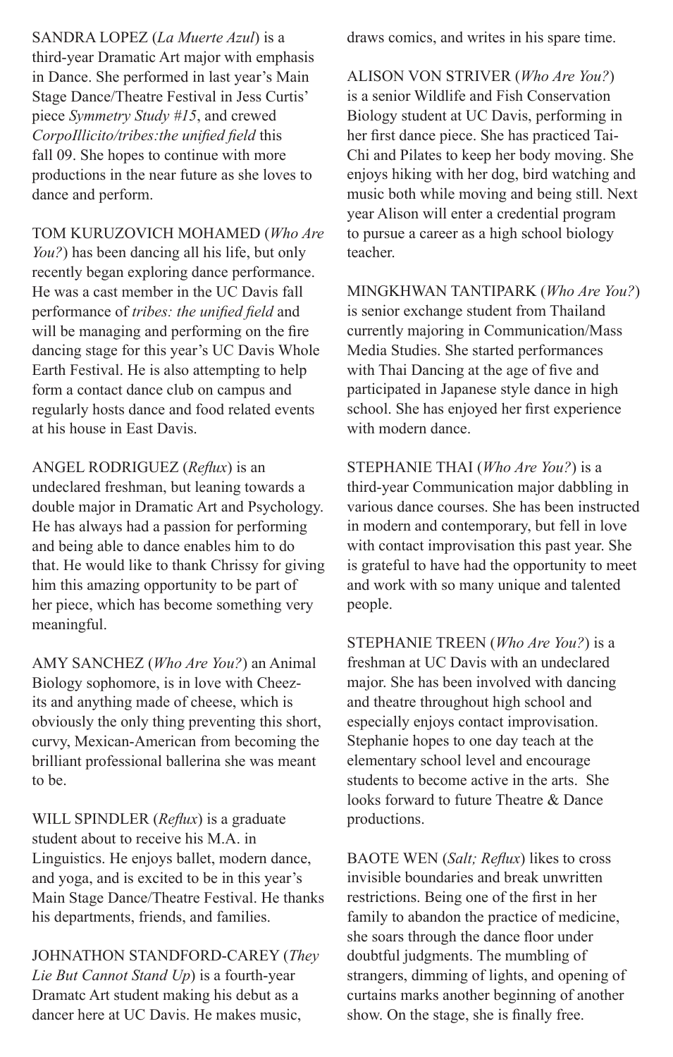SANDRA LOPEZ (*La Muerte Azul*) is a third-year Dramatic Art major with emphasis in Dance. She performed in last year's Main Stage Dance/Theatre Festival in Jess Curtis' piece *Symmetry Study #15*, and crewed *CorpoIllicito/tribes:the unified field* this fall 09. She hopes to continue with more productions in the near future as she loves to dance and perform.

TOM KURUZOVICH MOHAMED (*Who Are You?*) has been dancing all his life, but only recently began exploring dance performance. He was a cast member in the UC Davis fall performance of *tribes: the unified field* and will be managing and performing on the fire dancing stage for this year's UC Davis Whole Earth Festival. He is also attempting to help form a contact dance club on campus and regularly hosts dance and food related events at his house in East Davis.

ANGEL RODRIGUEZ (*Reflux*) is an undeclared freshman, but leaning towards a double major in Dramatic Art and Psychology. He has always had a passion for performing and being able to dance enables him to do that. He would like to thank Chrissy for giving him this amazing opportunity to be part of her piece, which has become something very meaningful.

AMY SANCHEZ (*Who Are You?*) an Animal Biology sophomore, is in love with Cheez-its and anything made of cheese, which is obviously the only thing preventing this short, curvy, Mexican-American from becoming the brilliant professional ballerina she was meant to be.

WILL SPINDLER (*Reflux*) is a graduate student about to receive his M.A. in Linguistics. He enjoys ballet, modern dance, and yoga, and is excited to be in this year's Main Stage Dance/Theatre Festival. He thanks his departments, friends, and families.

JOHNATHON STANDFORD-CAREY (*They Lie But Cannot Stand Up*) is a fourth-year Dramatc Art student making his debut as a dancer here at UC Davis. He makes music, draws comics, and writes in his spare time.

ALISON VON STRIVER (*Who Are You?*) is a senior Wildlife and Fish Conservation Biology student at UC Davis, performing in her first dance piece. She has practiced Tai-Chi and Pilates to keep her body moving. She enjoys hiking with her dog, bird watching and music both while moving and being still. Next year Alison will enter a credential program to pursue a career as a high school biology teacher.

MINGKHWAN TANTIPARK (*Who Are You?*) is senior exchange student from Thailand currently majoring in Communication/Mass Media Studies. She started performances with Thai Dancing at the age of five and participated in Japanese style dance in high school. She has enjoyed her first experience with modern dance.

STEPHANIE THAI (*Who Are You?*) is a third-year Communication major dabbling in various dance courses. She has been instructed in modern and contemporary, but fell in love with contact improvisation this past year. She is grateful to have had the opportunity to meet and work with so many unique and talented people.

STEPHANIE TREEN (*Who Are You?*) is a freshman at UC Davis with an undeclared major. She has been involved with dancing and theatre throughout high school and especially enjoys contact improvisation. Stephanie hopes to one day teach at the elementary school level and encourage students to become active in the arts. She looks forward to future Theatre & Dance productions.

BAOTE WEN (*Salt; Reflux*) likes to cross invisible boundaries and break unwritten restrictions. Being one of the first in her family to abandon the practice of medicine, she soars through the dance floor under doubtful judgments. The mumbling of strangers, dimming of lights, and opening of curtains marks another beginning of another show. On the stage, she is finally free.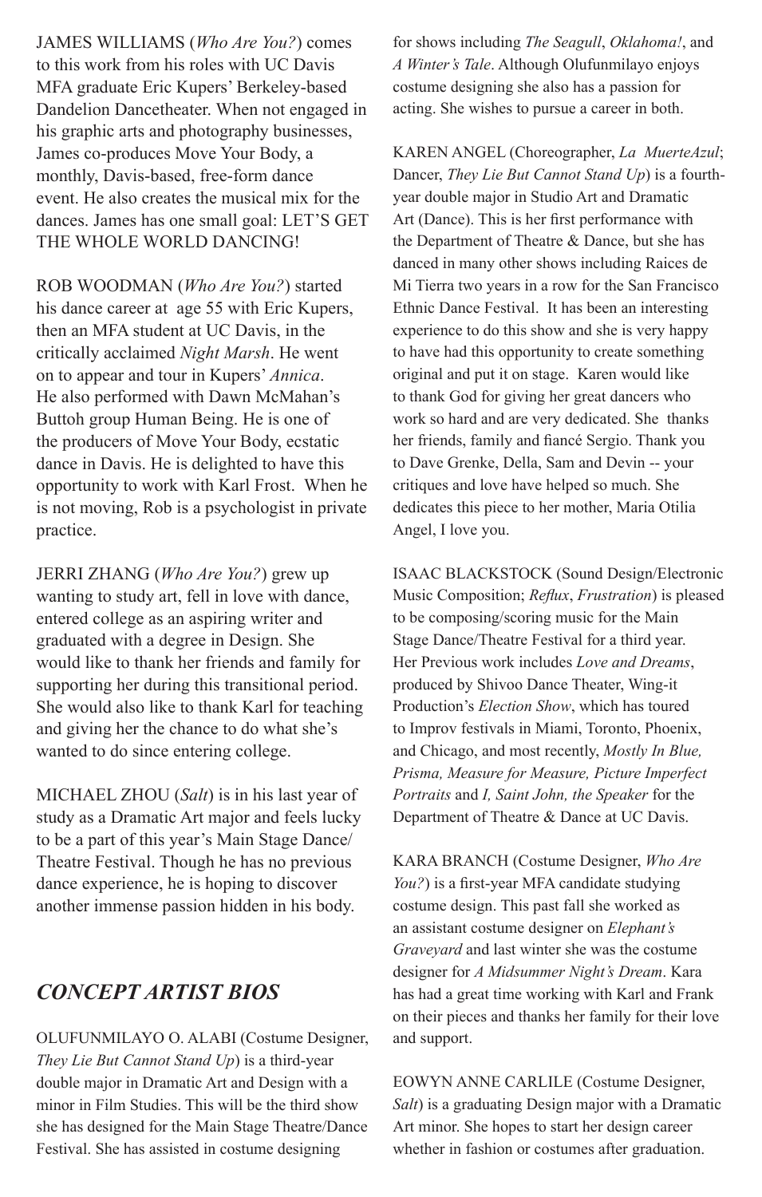JAMES WILLIAMS (*Who Are You?*) comes to this work from his roles with UC Davis MFA graduate Eric Kupers' Berkeley-based Dandelion Dancetheater. When not engaged in his graphic arts and photography businesses, James co-produces Move Your Body, a monthly, Davis-based, free-form dance event. He also creates the musical mix for the dances. James has one small goal: LET'S GET THE WHOLE WORLD DANCING!

ROB WOODMAN (*Who Are You?*) started his dance career at age 55 with Eric Kupers, then an MFA student at UC Davis, in the critically acclaimed *Night Marsh*. He went on to appear and tour in Kupers' *Annica*. He also performed with Dawn McMahan's Buttoh group Human Being. He is one of the producers of Move Your Body, ecstatic dance in Davis. He is delighted to have this opportunity to work with Karl Frost. When he is not moving, Rob is a psychologist in private practice.

JERRI ZHANG (*Who Are You?*) grew up wanting to study art, fell in love with dance, entered college as an aspiring writer and graduated with a degree in Design. She would like to thank her friends and family for supporting her during this transitional period. She would also like to thank Karl for teaching and giving her the chance to do what she's wanted to do since entering college.

MICHAEL ZHOU (*Salt*) is in his last year of study as a Dramatic Art major and feels lucky to be a part of this year's Main Stage Dance/Theatre Festival. Though he has no previous dance experience, he is hoping to discover another immense passion hidden in his body.

## *CONCEPT ARTIST BIOS*

OLUFUNMILAYO O. ALABI (Costume Designer, *They Lie But Cannot Stand Up*) is a third-year double major in Dramatic Art and Design with a minor in Film Studies. This will be the third show she has designed for the Main Stage Theatre/Dance Festival. She has assisted in costume designing for shows including *The Seagull*, *Oklahoma!*, and *A Winter's Tale*. Although Olufunmilayo enjoys costume designing she also has a passion for acting. She wishes to pursue a career in both.

KAREN ANGEL (Choreographer, *La MuerteAzul*; Dancer, *They Lie But Cannot Stand Up*) is a fourth-year double major in Studio Art and Dramatic Art (Dance). This is her first performance with the Department of Theatre & Dance, but she has danced in many other shows including Raices de Mi Tierra two years in a row for the San Francisco Ethnic Dance Festival. It has been an interesting experience to do this show and she is very happy to have had this opportunity to create something original and put it on stage. Karen would like to thank God for giving her great dancers who work so hard and are very dedicated. She thanks her friends, family and fiancé Sergio. Thank you to Dave Grenke, Della, Sam and Devin -- your critiques and love have helped so much. She dedicates this piece to her mother, Maria Otilia Angel, I love you.

ISAAC BLACKSTOCK (Sound Design/Electronic Music Composition; *Reflux*, *Frustration*) is pleased to be composing/scoring music for the Main Stage Dance/Theatre Festival for a third year. Her Previous work includes *Love and Dreams*, produced by Shivoo Dance Theater, Wing-it Production's *Election Show*, which has toured to Improv festivals in Miami, Toronto, Phoenix, and Chicago, and most recently, *Mostly In Blue, Prisma, Measure for Measure, Picture Imperfect Portraits* and *I, Saint John, the Speaker* for the Department of Theatre & Dance at UC Davis.

KARA BRANCH (Costume Designer, *Who Are You?*) is a first-year MFA candidate studying costume design. This past fall she worked as an assistant costume designer on *Elephant's Graveyard* and last winter she was the costume designer for *A Midsummer Night's Dream*. Kara has had a great time working with Karl and Frank on their pieces and thanks her family for their love and support.

EOWYN ANNE CARLILE (Costume Designer, *Salt*) is a graduating Design major with a Dramatic Art minor. She hopes to start her design career whether in fashion or costumes after graduation.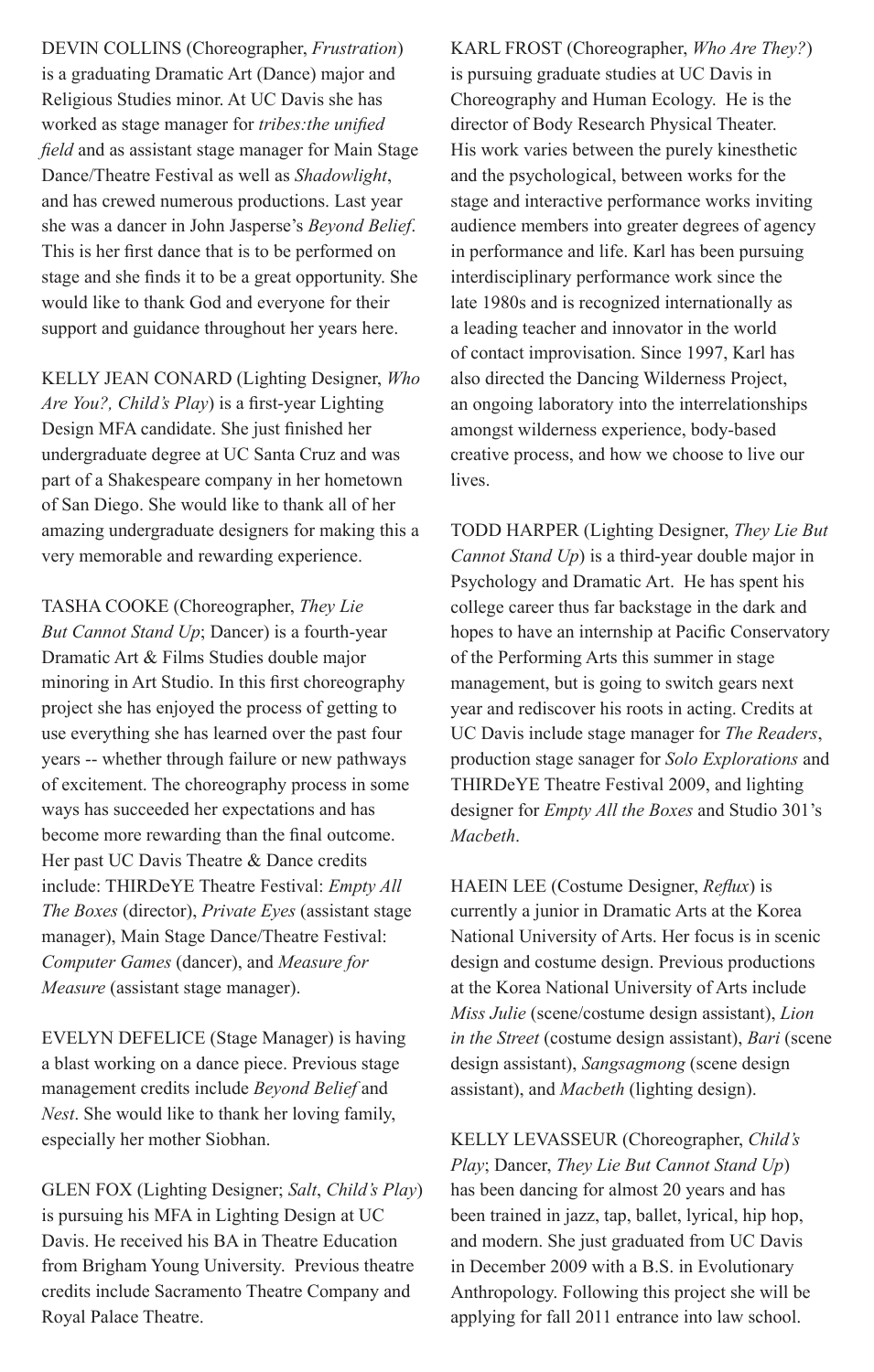DEVIN COLLINS (Choreographer, *Frustration*) is a graduating Dramatic Art (Dance) major and Religious Studies minor. At UC Davis she has worked as stage manager for *tribes:the unified field* and as assistant stage manager for Main Stage Dance/Theatre Festival as well as *Shadowlight*, and has crewed numerous productions. Last year she was a dancer in John Jasperse's *Beyond Belief*. This is her first dance that is to be performed on stage and she finds it to be a great opportunity. She would like to thank God and everyone for their support and guidance throughout her years here.

KELLY JEAN CONARD (Lighting Designer, *Who Are You?, Child's Play*) is a first-year Lighting Design MFA candidate. She just finished her undergraduate degree at UC Santa Cruz and was part of a Shakespeare company in her hometown of San Diego. She would like to thank all of her amazing undergraduate designers for making this a very memorable and rewarding experience.

TASHA COOKE (Choreographer, *They Lie But Cannot Stand Up*; Dancer) is a fourth-year Dramatic Art & Films Studies double major minoring in Art Studio. In this first choreography project she has enjoyed the process of getting to use everything she has learned over the past four years -- whether through failure or new pathways of excitement. The choreography process in some ways has succeeded her expectations and has become more rewarding than the final outcome. Her past UC Davis Theatre & Dance credits include: THIRDeYE Theatre Festival: *Empty All The Boxes* (director), *Private Eyes* (assistant stage manager), Main Stage Dance/Theatre Festival: *Computer Games* (dancer), and *Measure for Measure* (assistant stage manager).

EVELYN DEFELICE (Stage Manager) is having a blast working on a dance piece. Previous stage management credits include *Beyond Belief* and *Nest*. She would like to thank her loving family, especially her mother Siobhan.

GLEN FOX (Lighting Designer; *Salt*, *Child's Play*) is pursuing his MFA in Lighting Design at UC Davis. He received his BA in Theatre Education from Brigham Young University. Previous theatre credits include Sacramento Theatre Company and Royal Palace Theatre.

KARL FROST (Choreographer, *Who Are They?*) is pursuing graduate studies at UC Davis in Choreography and Human Ecology. He is the director of Body Research Physical Theater. His work varies between the purely kinesthetic and the psychological, between works for the stage and interactive performance works inviting audience members into greater degrees of agency in performance and life. Karl has been pursuing interdisciplinary performance work since the late 1980s and is recognized internationally as a leading teacher and innovator in the world of contact improvisation. Since 1997, Karl has also directed the Dancing Wilderness Project, an ongoing laboratory into the interrelationships amongst wilderness experience, body-based creative process, and how we choose to live our lives.

TODD HARPER (Lighting Designer, *They Lie But Cannot Stand Up*) is a third-year double major in Psychology and Dramatic Art. He has spent his college career thus far backstage in the dark and hopes to have an internship at Pacific Conservatory of the Performing Arts this summer in stage management, but is going to switch gears next year and rediscover his roots in acting. Credits at UC Davis include stage manager for *The Readers*, production stage sanager for *Solo Explorations* and THIRDeYE Theatre Festival 2009, and lighting designer for *Empty All the Boxes* and Studio 301's *Macbeth*.

HAEIN LEE (Costume Designer, *Reflux*) is currently a junior in Dramatic Arts at the Korea National University of Arts. Her focus is in scenic design and costume design. Previous productions at the Korea National University of Arts include *Miss Julie* (scene/costume design assistant), *Lion in the Street* (costume design assistant), *Bari* (scene design assistant), *Sangsagmong* (scene design assistant), and *Macbeth* (lighting design).

KELLY LEVASSEUR (Choreographer, *Child's Play*; Dancer, *They Lie But Cannot Stand Up*) has been dancing for almost 20 years and has been trained in jazz, tap, ballet, lyrical, hip hop, and modern. She just graduated from UC Davis in December 2009 with a B.S. in Evolutionary Anthropology. Following this project she will be applying for fall 2011 entrance into law school.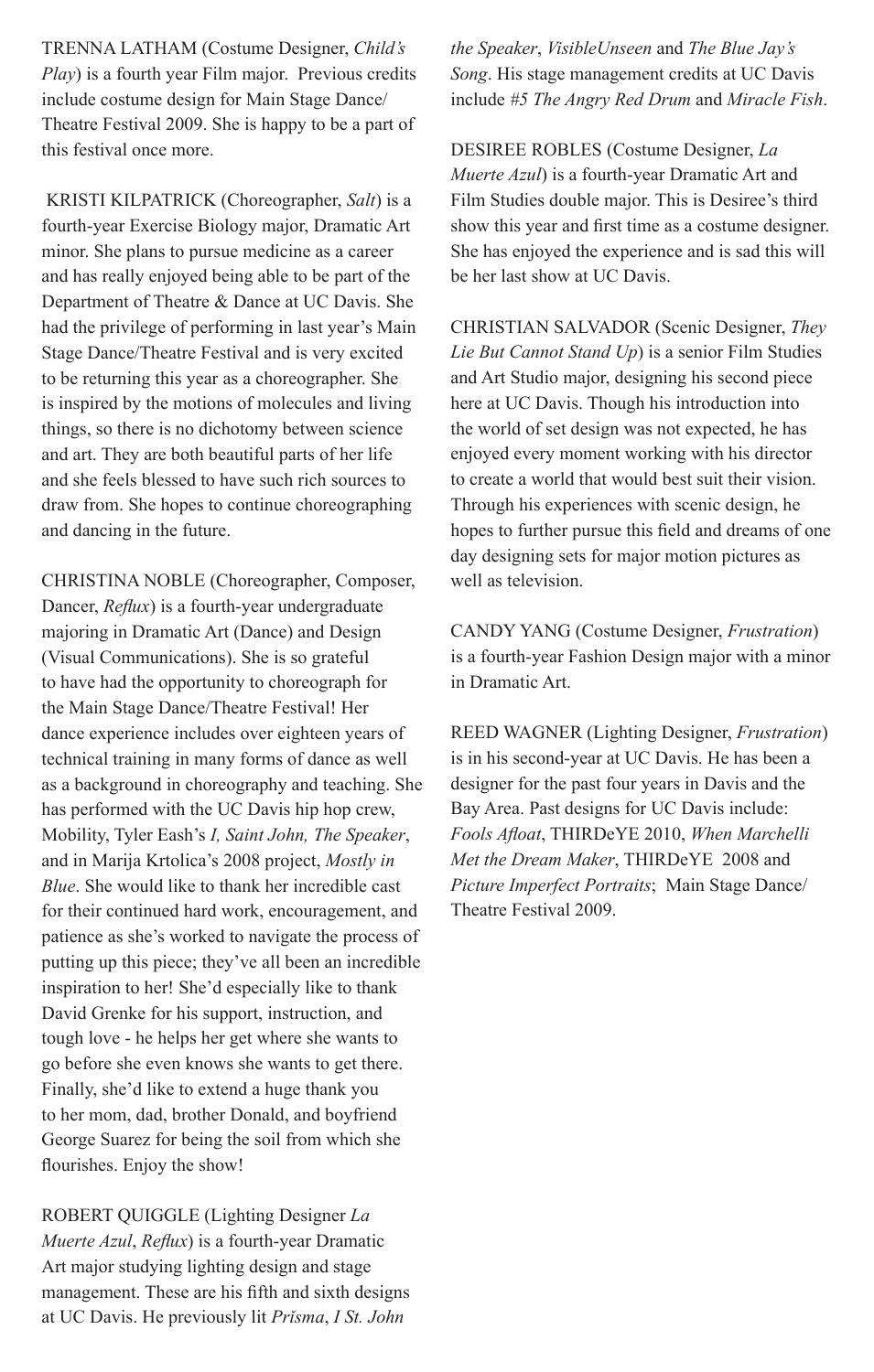TRENNA LATHAM (Costume Designer, *Child's Play*) is a fourth year Film major. Previous credits include costume design for Main Stage Dance/ Theatre Festival 2009. She is happy to be a part of this festival once more.

KRISTI KILPATRICK (Choreographer, *Salt*) is a fourth-year Exercise Biology major, Dramatic Art minor. She plans to pursue medicine as a career and has really enjoyed being able to be part of the Department of Theatre & Dance at UC Davis. She had the privilege of performing in last year's Main Stage Dance/Theatre Festival and is very excited to be returning this year as a choreographer. She is inspired by the motions of molecules and living things, so there is no dichotomy between science and art. They are both beautiful parts of her life and she feels blessed to have such rich sources to draw from. She hopes to continue choreographing and dancing in the future.

CHRISTINA NOBLE (Choreographer, Composer, Dancer, *Reflux*) is a fourth-year undergraduate majoring in Dramatic Art (Dance) and Design (Visual Communications). She is so grateful to have had the opportunity to choreograph for the Main Stage Dance/Theatre Festival! Her dance experience includes over eighteen years of technical training in many forms of dance as well as a background in choreography and teaching. She has performed with the UC Davis hip hop crew, Mobility, Tyler Eash's *I, Saint John, The Speaker*, and in Marija Krtolica's 2008 project, *Mostly in Blue*. She would like to thank her incredible cast for their continued hard work, encouragement, and patience as she's worked to navigate the process of putting up this piece; they've all been an incredible inspiration to her! She'd especially like to thank David Grenke for his support, instruction, and tough love - he helps her get where she wants to go before she even knows she wants to get there. Finally, she'd like to extend a huge thank you to her mom, dad, brother Donald, and boyfriend George Suarez for being the soil from which she flourishes. Enjoy the show!

ROBERT QUIGGLE (Lighting Designer *La Muerte Azul*, *Reflux*) is a fourth-year Dramatic Art major studying lighting design and stage management. These are his fifth and sixth designs at UC Davis. He previously lit *Prĭsma*, *I St. John the Speaker*, *VisibleUnseen* and *The Blue Jay's Song*. His stage management credits at UC Davis include *#5 The Angry Red Drum* and *Miracle Fish*.

DESIREE ROBLES (Costume Designer, *La Muerte Azul*) is a fourth-year Dramatic Art and Film Studies double major. This is Desiree's third show this year and first time as a costume designer. She has enjoyed the experience and is sad this will be her last show at UC Davis.

CHRISTIAN SALVADOR (Scenic Designer, *They Lie But Cannot Stand Up*) is a senior Film Studies and Art Studio major, designing his second piece here at UC Davis. Though his introduction into the world of set design was not expected, he has enjoyed every moment working with his director to create a world that would best suit their vision. Through his experiences with scenic design, he hopes to further pursue this field and dreams of one day designing sets for major motion pictures as well as television.

CANDY YANG (Costume Designer, *Frustration*) is a fourth-year Fashion Design major with a minor in Dramatic Art.

REED WAGNER (Lighting Designer, *Frustration*) is in his second-year at UC Davis. He has been a designer for the past four years in Davis and the Bay Area. Past designs for UC Davis include: *Fools Afloat*, THIRDeYE 2010, *When Marchelli Met the Dream Maker*, THIRDeYE 2008 and *Picture Imperfect Portraits*; Main Stage Dance/ Theatre Festival 2009.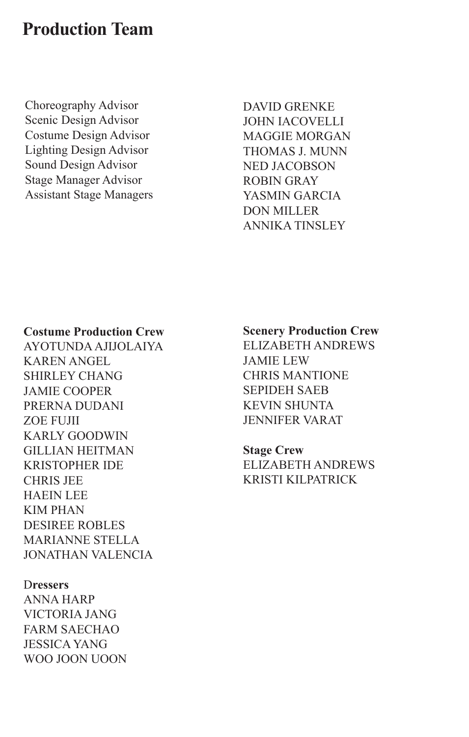# Production Team

| | |
|---|---|
| Choreography Advisor | DAVID GRENKE |
| Scenic Design Advisor | JOHN IACOVELLI |
| Costume Design Advisor | MAGGIE MORGAN |
| Lighting Design Advisor | THOMAS J. MUNN |
| Sound Design Advisor | NED JACOBSON |
| Stage Manager Advisor | ROBIN GRAY |
| Assistant Stage Managers | YASMIN GARCIA |
| | DON MILLER |
| | ANNIKA TINSLEY |

**Costume Production Crew**
AYOTUNDA AJIJOLAIYA
KAREN ANGEL
SHIRLEY CHANG
JAMIE COOPER
PRERNA DUDANI
ZOE FUJII
KARLY GOODWIN
GILLIAN HEITMAN
KRISTOPHER IDE
CHRIS JEE
HAEIN LEE
KIM PHAN
DESIREE ROBLES
MARIANNE STELLA
JONATHAN VALENCIA

**Dressers**
ANNA HARP
VICTORIA JANG
FARM SAECHAO
JESSICA YANG
WOO JOON UOON

**Scenery Production Crew**
ELIZABETH ANDREWS
JAMIE LEW
CHRIS MANTIONE
SEPIDEH SAEB
KEVIN SHUNTA
JENNIFER VARAT

**Stage Crew**
ELIZABETH ANDREWS
KRISTI KILPATRICK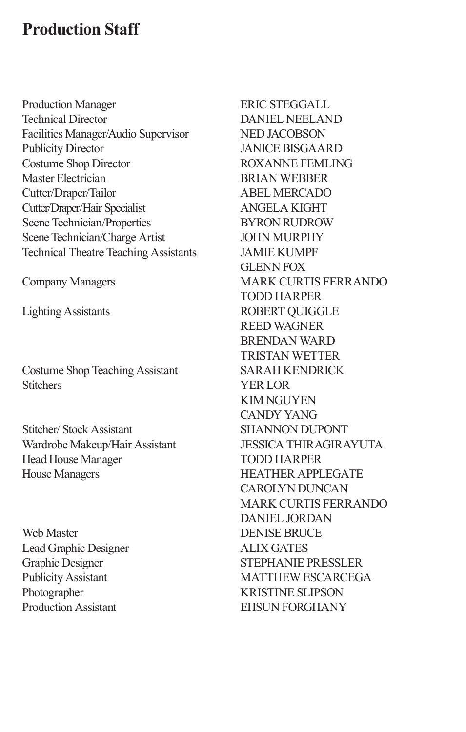# Production Staff

| | |
|---|---|
| Production Manager | ERIC STEGGALL |
| Technical Director | DANIEL NEELAND |
| Facilities Manager/Audio Supervisor | NED JACOBSON |
| Publicity Director | JANICE BISGAARD |
| Costume Shop Director | ROXANNE FEMLING |
| Master Electrician | BRIAN WEBBER |
| Cutter/Draper/Tailor | ABEL MERCADO |
| Cutter/Draper/Hair Specialist | ANGELA KIGHT |
| Scene Technician/Properties | BYRON RUDROW |
| Scene Technician/Charge Artist | JOHN MURPHY |
| Technical Theatre Teaching Assistants | JAMIE KUMPF |
| | GLENN FOX |
| Company Managers | MARK CURTIS FERRANDO |
| | TODD HARPER |
| Lighting Assistants | ROBERT QUIGGLE |
| | REED WAGNER |
| | BRENDAN WARD |
| | TRISTAN WETTER |
| Costume Shop Teaching Assistant | SARAH KENDRICK |
| Stitchers | YER LOR |
| | KIM NGUYEN |
| | CANDY YANG |
| Stitcher/ Stock Assistant | SHANNON DUPONT |
| Wardrobe Makeup/Hair Assistant | JESSICA THIRAGIRAYUTA |
| Head House Manager | TODD HARPER |
| House Managers | HEATHER APPLEGATE |
| | CAROLYN DUNCAN |
| | MARK CURTIS FERRANDO |
| | DANIEL JORDAN |
| Web Master | DENISE BRUCE |
| Lead Graphic Designer | ALIX GATES |
| Graphic Designer | STEPHANIE PRESSLER |
| Publicity Assistant | MATTHEW ESCARCEGA |
| Photographer | KRISTINE SLIPSON |
| Production Assistant | EHSUN FORGHANY |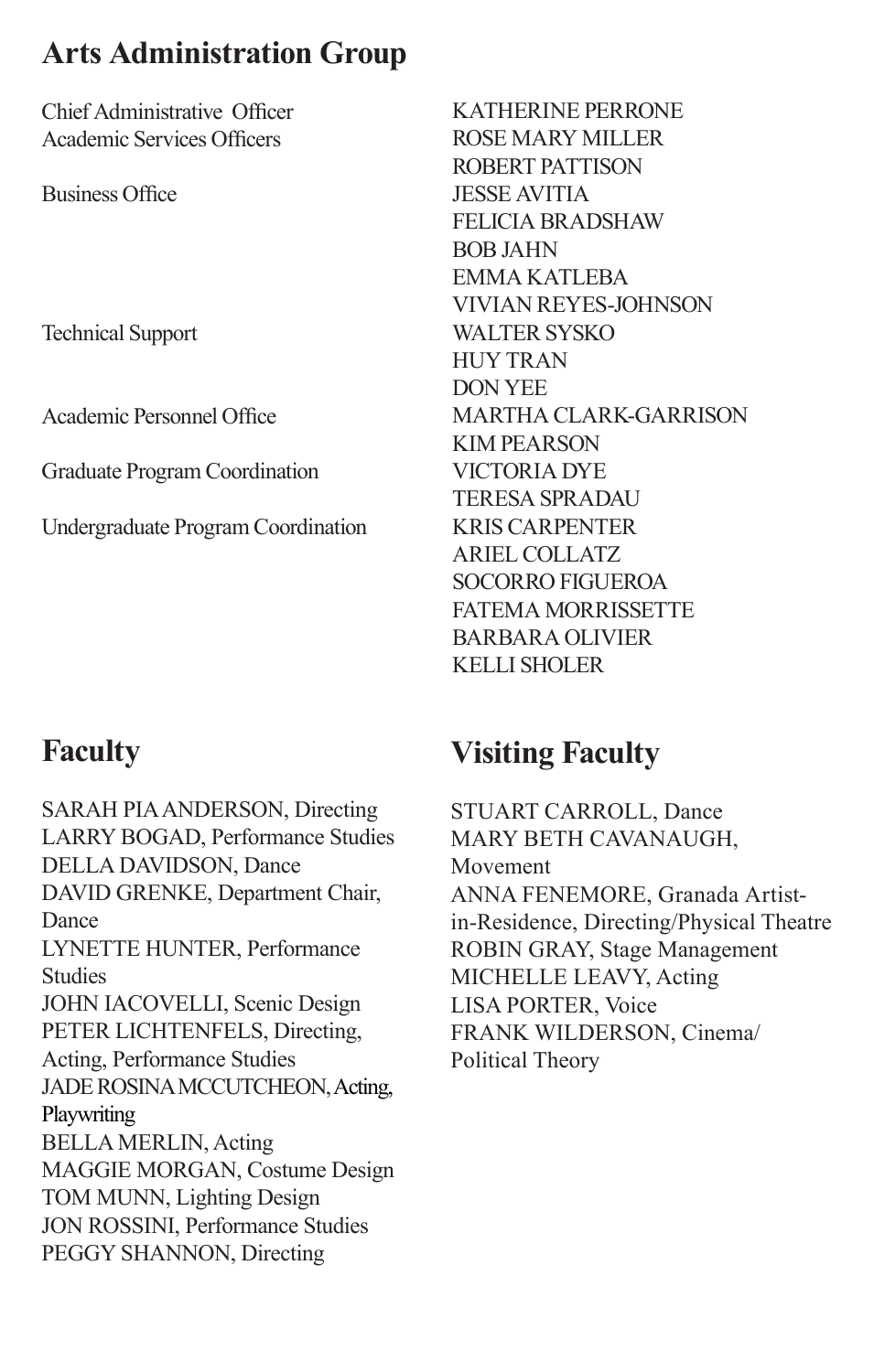## Arts Administration Group

| | |
|---|---|
| Chief Administrative Officer | KATHERINE PERRONE |
| Academic Services Officers | ROSE MARY MILLER |
| | ROBERT PATTISON |
| Business Office | JESSE AVITIA |
| | FELICIA BRADSHAW |
| | BOB JAHN |
| | EMMA KATLEBA |
| | VIVIAN REYES-JOHNSON |
| Technical Support | WALTER SYSKO |
| | HUY TRAN |
| | DON YEE |
| Academic Personnel Office | MARTHA CLARK-GARRISON |
| | KIM PEARSON |
| Graduate Program Coordination | VICTORIA DYE |
| | TERESA SPRADAU |
| Undergraduate Program Coordination | KRIS CARPENTER |
| | ARIEL COLLATZ |
| | SOCORRO FIGUEROA |
| | FATEMA MORRISSETTE |
| | BARBARA OLIVIER |
| | KELLI SHOLER |

## Faculty

SARAH PIA ANDERSON, Directing
LARRY BOGAD, Performance Studies
DELLA DAVIDSON, Dance
DAVID GRENKE, Department Chair, Dance
LYNETTE HUNTER, Performance Studies
JOHN IACOVELLI, Scenic Design
PETER LICHTENFELS, Directing, Acting, Performance Studies
JADE ROSINA MCCUTCHEON, Acting, Playwriting
BELLA MERLIN, Acting
MAGGIE MORGAN, Costume Design
TOM MUNN, Lighting Design
JON ROSSINI, Performance Studies
PEGGY SHANNON, Directing

## Visiting Faculty

STUART CARROLL, Dance
MARY BETH CAVANAUGH, Movement
ANNA FENEMORE, Granada Artist-in-Residence, Directing/Physical Theatre
ROBIN GRAY, Stage Management
MICHELLE LEAVY, Acting
LISA PORTER, Voice
FRANK WILDERSON, Cinema/Political Theory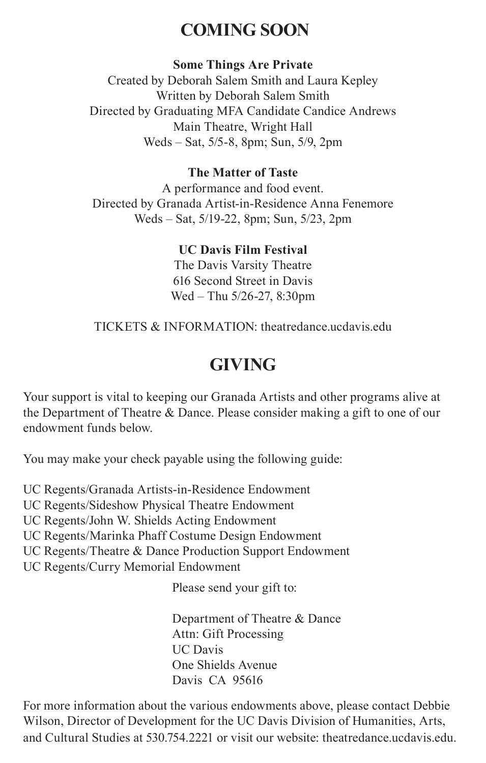# COMING SOON

**Some Things Are Private**
Created by Deborah Salem Smith and Laura Kepley
Written by Deborah Salem Smith
Directed by Graduating MFA Candidate Candice Andrews
Main Theatre, Wright Hall
Weds – Sat, 5/5-8, 8pm; Sun, 5/9, 2pm

**The Matter of Taste**
A performance and food event.
Directed by Granada Artist-in-Residence Anna Fenemore
Weds – Sat, 5/19-22, 8pm; Sun, 5/23, 2pm

**UC Davis Film Festival**
The Davis Varsity Theatre
616 Second Street in Davis
Wed – Thu 5/26-27, 8:30pm

TICKETS & INFORMATION: theatredance.ucdavis.edu

# GIVING

Your support is vital to keeping our Granada Artists and other programs alive at the Department of Theatre & Dance. Please consider making a gift to one of our endowment funds below.

You may make your check payable using the following guide:

UC Regents/Granada Artists-in-Residence Endowment
UC Regents/Sideshow Physical Theatre Endowment
UC Regents/John W. Shields Acting Endowment
UC Regents/Marinka Phaff Costume Design Endowment
UC Regents/Theatre & Dance Production Support Endowment
UC Regents/Curry Memorial Endowment

Please send your gift to:

Department of Theatre & Dance
Attn: Gift Processing
UC Davis
One Shields Avenue
Davis CA 95616

For more information about the various endowments above, please contact Debbie Wilson, Director of Development for the UC Davis Division of Humanities, Arts, and Cultural Studies at 530.754.2221 or visit our website: theatredance.ucdavis.edu.